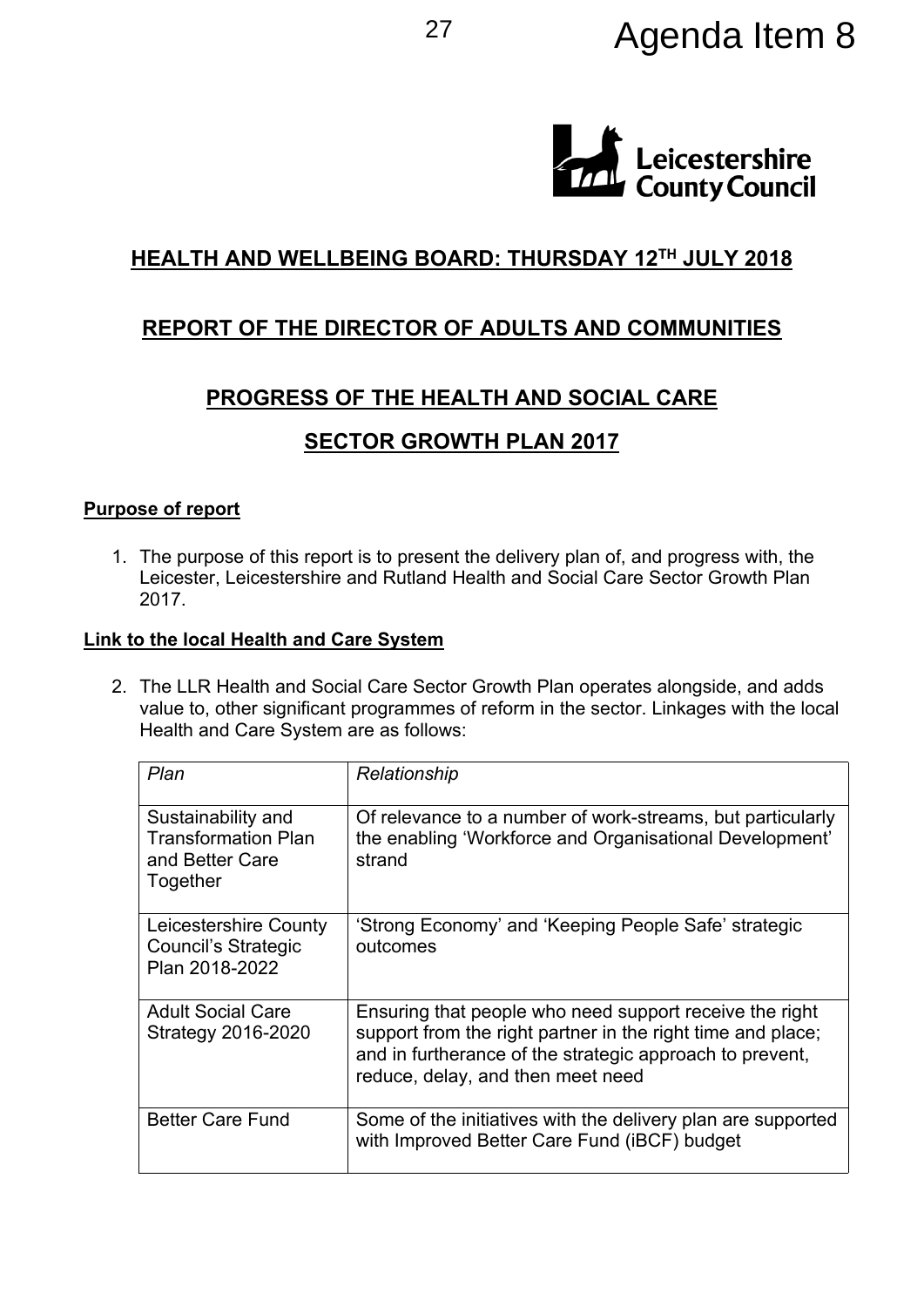Agenda Item 8

## HEALTH AND WELLBEING BOARD: THURSDAY 12TH JULY 2018

## REPORT OF THE DIRECTOR OF ADULTS AND COMMUNITIES

## PROGRESS OF THE HEALTH AND SOCIAL CARE SECTOR GROWTH PLAN 2017

**Purpose of report**

1. The purpose of this report is to present the delivery plan of, and progress with, the Leicester, Leicestershire and Rutland Health and Social Care Sector Growth Plan 2017.

**Link to the local Health and Care System**

2. The LLR Health and Social Care Sector Growth Plan operates alongside, and adds value to, other significant programmes of reform in the sector. Linkages with the local Health and Care System are as follows:

| *Plan* | *Relationship* |
|---|---|
| Sustainability and Transformation Plan and Better Care Together | Of relevance to a number of work-streams, but particularly the enabling 'Workforce and Organisational Development' strand |
| Leicestershire County Council's Strategic Plan 2018-2022 | 'Strong Economy' and 'Keeping People Safe' strategic outcomes |
| Adult Social Care Strategy 2016-2020 | Ensuring that people who need support receive the right support from the right partner in the right time and place; and in furtherance of the strategic approach to prevent, reduce, delay, and then meet need |
| Better Care Fund | Some of the initiatives with the delivery plan are supported with Improved Better Care Fund (iBCF) budget |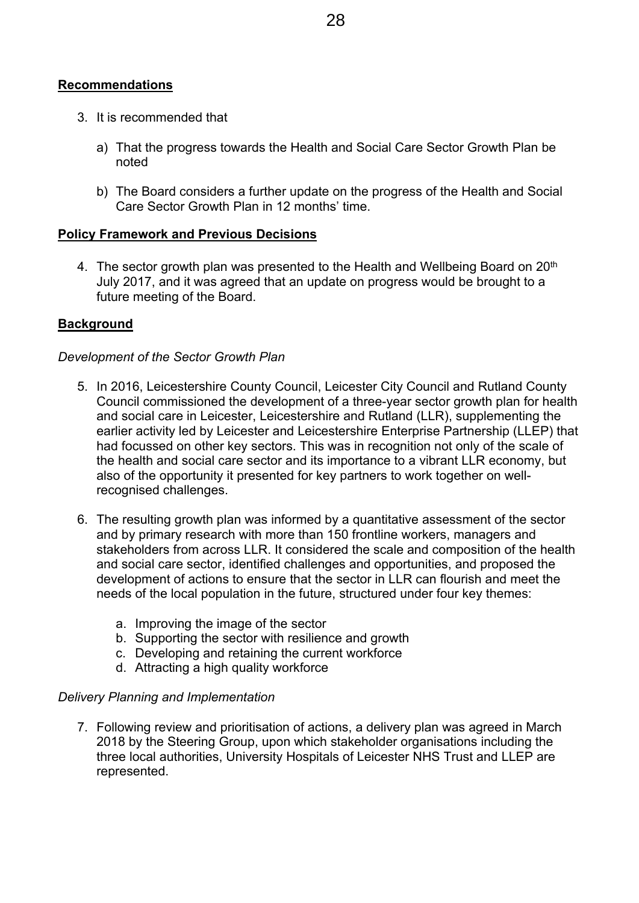**Recommendations**

3. It is recommended that

   a) That the progress towards the Health and Social Care Sector Growth Plan be noted

   b) The Board considers a further update on the progress of the Health and Social Care Sector Growth Plan in 12 months' time.

**Policy Framework and Previous Decisions**

4. The sector growth plan was presented to the Health and Wellbeing Board on 20th July 2017, and it was agreed that an update on progress would be brought to a future meeting of the Board.

**Background**

*Development of the Sector Growth Plan*

5. In 2016, Leicestershire County Council, Leicester City Council and Rutland County Council commissioned the development of a three-year sector growth plan for health and social care in Leicester, Leicestershire and Rutland (LLR), supplementing the earlier activity led by Leicester and Leicestershire Enterprise Partnership (LLEP) that had focussed on other key sectors. This was in recognition not only of the scale of the health and social care sector and its importance to a vibrant LLR economy, but also of the opportunity it presented for key partners to work together on well-recognised challenges.

6. The resulting growth plan was informed by a quantitative assessment of the sector and by primary research with more than 150 frontline workers, managers and stakeholders from across LLR. It considered the scale and composition of the health and social care sector, identified challenges and opportunities, and proposed the development of actions to ensure that the sector in LLR can flourish and meet the needs of the local population in the future, structured under four key themes:

   a. Improving the image of the sector
   b. Supporting the sector with resilience and growth
   c. Developing and retaining the current workforce
   d. Attracting a high quality workforce

*Delivery Planning and Implementation*

7. Following review and prioritisation of actions, a delivery plan was agreed in March 2018 by the Steering Group, upon which stakeholder organisations including the three local authorities, University Hospitals of Leicester NHS Trust and LLEP are represented.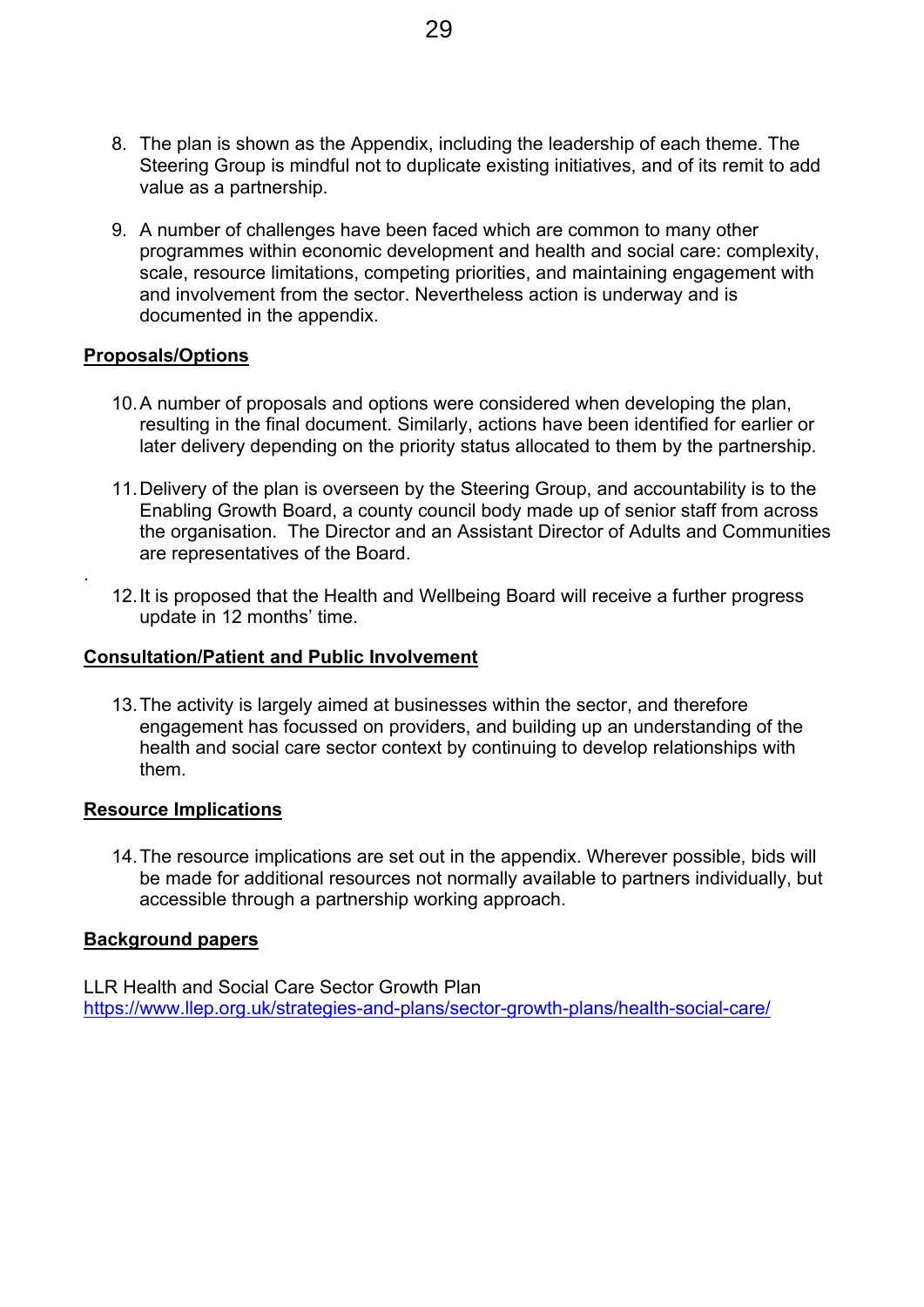8. The plan is shown as the Appendix, including the leadership of each theme. The Steering Group is mindful not to duplicate existing initiatives, and of its remit to add value as a partnership.

9. A number of challenges have been faced which are common to many other programmes within economic development and health and social care: complexity, scale, resource limitations, competing priorities, and maintaining engagement with and involvement from the sector. Nevertheless action is underway and is documented in the appendix.

**Proposals/Options**

10. A number of proposals and options were considered when developing the plan, resulting in the final document. Similarly, actions have been identified for earlier or later delivery depending on the priority status allocated to them by the partnership.

11. Delivery of the plan is overseen by the Steering Group, and accountability is to the Enabling Growth Board, a county council body made up of senior staff from across the organisation. The Director and an Assistant Director of Adults and Communities are representatives of the Board.

12. It is proposed that the Health and Wellbeing Board will receive a further progress update in 12 months' time.

**Consultation/Patient and Public Involvement**

13. The activity is largely aimed at businesses within the sector, and therefore engagement has focussed on providers, and building up an understanding of the health and social care sector context by continuing to develop relationships with them.

**Resource Implications**

14. The resource implications are set out in the appendix. Wherever possible, bids will be made for additional resources not normally available to partners individually, but accessible through a partnership working approach.

**Background papers**

LLR Health and Social Care Sector Growth Plan
https://www.llep.org.uk/strategies-and-plans/sector-growth-plans/health-social-care/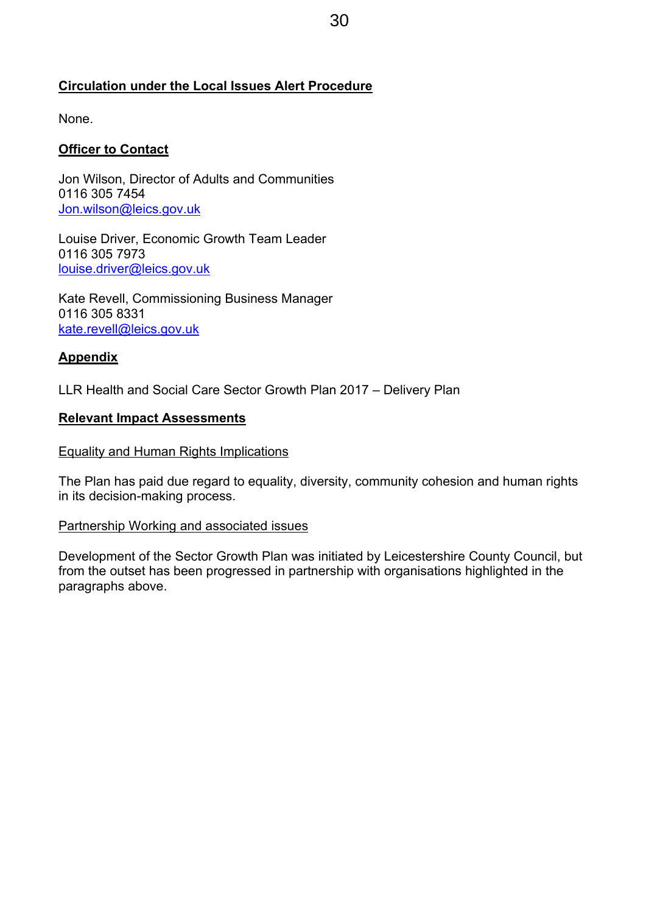## Circulation under the Local Issues Alert Procedure

None.

## Officer to Contact

Jon Wilson, Director of Adults and Communities
0116 305 7454
Jon.wilson@leics.gov.uk

Louise Driver, Economic Growth Team Leader
0116 305 7973
louise.driver@leics.gov.uk

Kate Revell, Commissioning Business Manager
0116 305 8331
kate.revell@leics.gov.uk

## Appendix

LLR Health and Social Care Sector Growth Plan 2017 – Delivery Plan

## Relevant Impact Assessments

### Equality and Human Rights Implications

The Plan has paid due regard to equality, diversity, community cohesion and human rights in its decision-making process.

### Partnership Working and associated issues

Development of the Sector Growth Plan was initiated by Leicestershire County Council, but from the outset has been progressed in partnership with organisations highlighted in the paragraphs above.